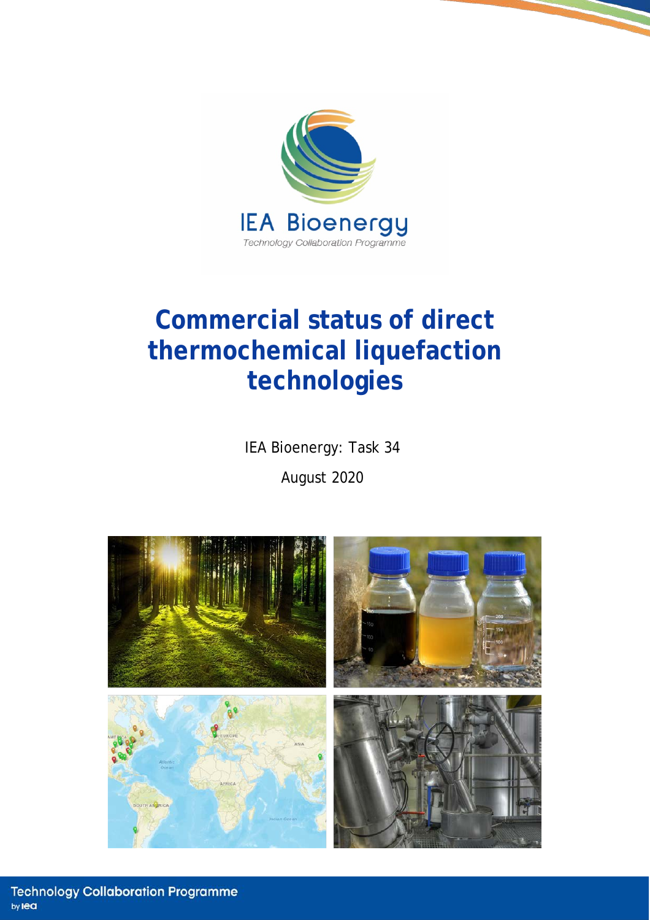IEA Bioenergy

Technology Collaboration Programme

# Commercial status of direct thermochemical liquefaction technologies

IEA Bioenergy: Task 34

August 2020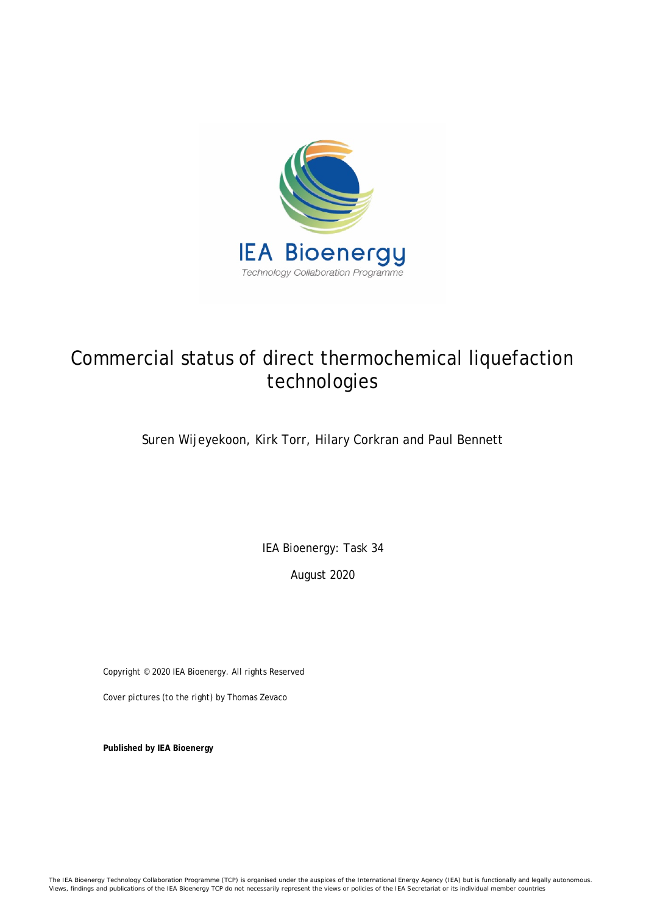# Commercial status of direct thermochemical liquefaction technologies

Suren Wijeyekoon, Kirk Torr, Hilary Corkran and Paul Bennett

IEA Bioenergy: Task 34

August 2020

Copyright © 2020 IEA Bioenergy. All rights Reserved

Cover pictures (to the right) by Thomas Zevaco

**Published by IEA Bioenergy**

The IEA Bioenergy Technology Collaboration Programme (TCP) is organised under the auspices of the International Energy Agency (IEA) but is functionally and legally autonomous. Views, findings and publications of the IEA Bioenergy TCP do not necessarily represent the views or policies of the IEA Secretariat or its individual member countries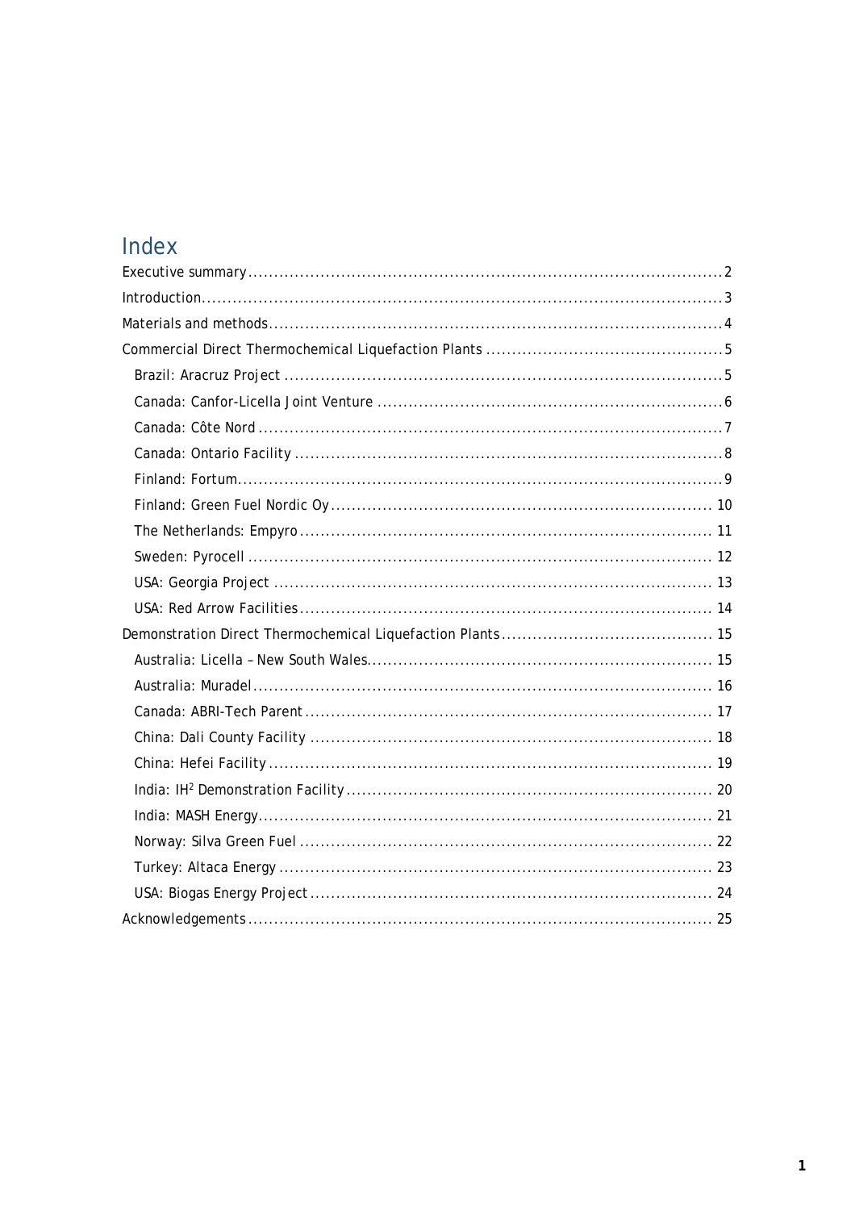# Index

- Executive summary ........................................................................................ 2
- Introduction ................................................................................................. 3
- Materials and methods .................................................................................. 4
- Commercial Direct Thermochemical Liquefaction Plants ....................................... 5
  - Brazil: Aracruz Project ............................................................................. 5
  - Canada: Canfor-Licella Joint Venture ........................................................... 6
  - Canada: Côte Nord .................................................................................. 7
  - Canada: Ontario Facility ........................................................................... 8
  - Finland: Fortum ....................................................................................... 9
  - Finland: Green Fuel Nordic Oy .................................................................. 10
  - The Netherlands: Empyro ......................................................................... 11
  - Sweden: Pyrocell .................................................................................... 12
  - USA: Georgia Project ............................................................................... 13
  - USA: Red Arrow Facilities ........................................................................ 14
- Demonstration Direct Thermochemical Liquefaction Plants ................................... 15
  - Australia: Licella – New South Wales ......................................................... 15
  - Australia: Muradel .................................................................................. 16
  - Canada: ABRI-Tech Parent ........................................................................ 17
  - China: Dali County Facility ........................................................................ 18
  - China: Hefei Facility ................................................................................ 19
  - India: IH$^2$ Demonstration Facility ........................................................... 20
  - India: MASH Energy ................................................................................ 21
  - Norway: Silva Green Fuel ......................................................................... 22
  - Turkey: Altaca Energy .............................................................................. 23
  - USA: Biogas Energy Project ....................................................................... 24
- Acknowledgements ...................................................................................... 25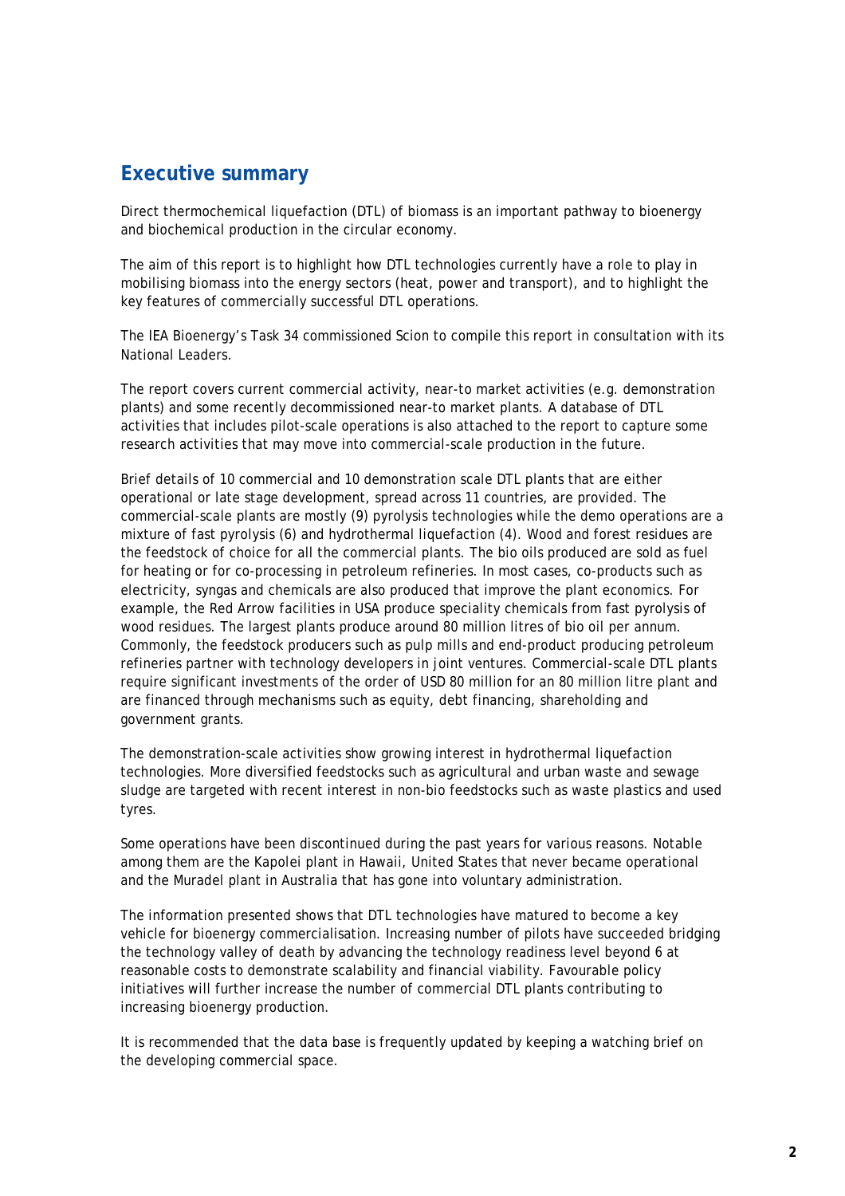## Executive summary

Direct thermochemical liquefaction (DTL) of biomass is an important pathway to bioenergy and biochemical production in the circular economy.

The aim of this report is to highlight how DTL technologies currently have a role to play in mobilising biomass into the energy sectors (heat, power and transport), and to highlight the key features of commercially successful DTL operations.

The IEA Bioenergy's Task 34 commissioned Scion to compile this report in consultation with its National Leaders.

The report covers current commercial activity, near-to market activities (e.g. demonstration plants) and some recently decommissioned near-to market plants. A database of DTL activities that includes pilot-scale operations is also attached to the report to capture some research activities that may move into commercial-scale production in the future.

Brief details of 10 commercial and 10 demonstration scale DTL plants that are either operational or late stage development, spread across 11 countries, are provided. The commercial-scale plants are mostly (9) pyrolysis technologies while the demo operations are a mixture of fast pyrolysis (6) and hydrothermal liquefaction (4). Wood and forest residues are the feedstock of choice for all the commercial plants. The bio oils produced are sold as fuel for heating or for co-processing in petroleum refineries. In most cases, co-products such as electricity, syngas and chemicals are also produced that improve the plant economics. For example, the Red Arrow facilities in USA produce speciality chemicals from fast pyrolysis of wood residues. The largest plants produce around 80 million litres of bio oil per annum. Commonly, the feedstock producers such as pulp mills and end-product producing petroleum refineries partner with technology developers in joint ventures. Commercial-scale DTL plants require significant investments of the order of USD 80 million for an 80 million litre plant and are financed through mechanisms such as equity, debt financing, shareholding and government grants.

The demonstration-scale activities show growing interest in hydrothermal liquefaction technologies. More diversified feedstocks such as agricultural and urban waste and sewage sludge are targeted with recent interest in non-bio feedstocks such as waste plastics and used tyres.

Some operations have been discontinued during the past years for various reasons. Notable among them are the Kapolei plant in Hawaii, United States that never became operational and the Muradel plant in Australia that has gone into voluntary administration.

The information presented shows that DTL technologies have matured to become a key vehicle for bioenergy commercialisation. Increasing number of pilots have succeeded bridging the technology valley of death by advancing the technology readiness level beyond 6 at reasonable costs to demonstrate scalability and financial viability. Favourable policy initiatives will further increase the number of commercial DTL plants contributing to increasing bioenergy production.

It is recommended that the data base is frequently updated by keeping a watching brief on the developing commercial space.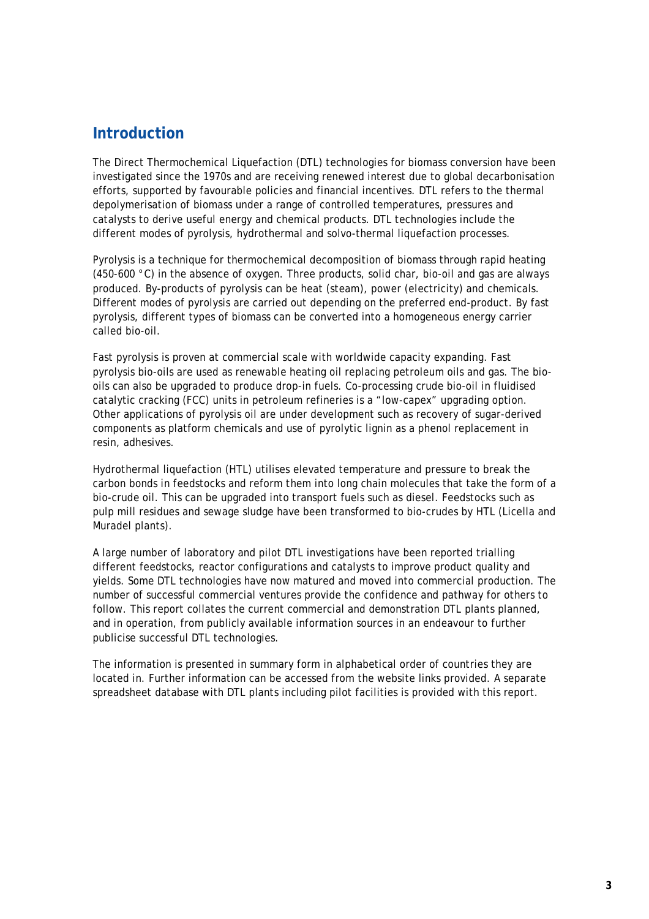## Introduction

The Direct Thermochemical Liquefaction (DTL) technologies for biomass conversion have been investigated since the 1970s and are receiving renewed interest due to global decarbonisation efforts, supported by favourable policies and financial incentives. DTL refers to the thermal depolymerisation of biomass under a range of controlled temperatures, pressures and catalysts to derive useful energy and chemical products. DTL technologies include the different modes of pyrolysis, hydrothermal and solvo-thermal liquefaction processes.

Pyrolysis is a technique for thermochemical decomposition of biomass through rapid heating (450-600 °C) in the absence of oxygen. Three products, solid char, bio-oil and gas are always produced. By-products of pyrolysis can be heat (steam), power (electricity) and chemicals. Different modes of pyrolysis are carried out depending on the preferred end-product. By fast pyrolysis, different types of biomass can be converted into a homogeneous energy carrier called bio-oil.

Fast pyrolysis is proven at commercial scale with worldwide capacity expanding. Fast pyrolysis bio-oils are used as renewable heating oil replacing petroleum oils and gas. The bio-oils can also be upgraded to produce drop-in fuels. Co-processing crude bio-oil in fluidised catalytic cracking (FCC) units in petroleum refineries is a "low-capex" upgrading option. Other applications of pyrolysis oil are under development such as recovery of sugar-derived components as platform chemicals and use of pyrolytic lignin as a phenol replacement in resin, adhesives.

Hydrothermal liquefaction (HTL) utilises elevated temperature and pressure to break the carbon bonds in feedstocks and reform them into long chain molecules that take the form of a bio-crude oil. This can be upgraded into transport fuels such as diesel. Feedstocks such as pulp mill residues and sewage sludge have been transformed to bio-crudes by HTL (Licella and Muradel plants).

A large number of laboratory and pilot DTL investigations have been reported trialling different feedstocks, reactor configurations and catalysts to improve product quality and yields. Some DTL technologies have now matured and moved into commercial production. The number of successful commercial ventures provide the confidence and pathway for others to follow. This report collates the current commercial and demonstration DTL plants planned, and in operation, from publicly available information sources in an endeavour to further publicise successful DTL technologies.

The information is presented in summary form in alphabetical order of countries they are located in. Further information can be accessed from the website links provided. A separate spreadsheet database with DTL plants including pilot facilities is provided with this report.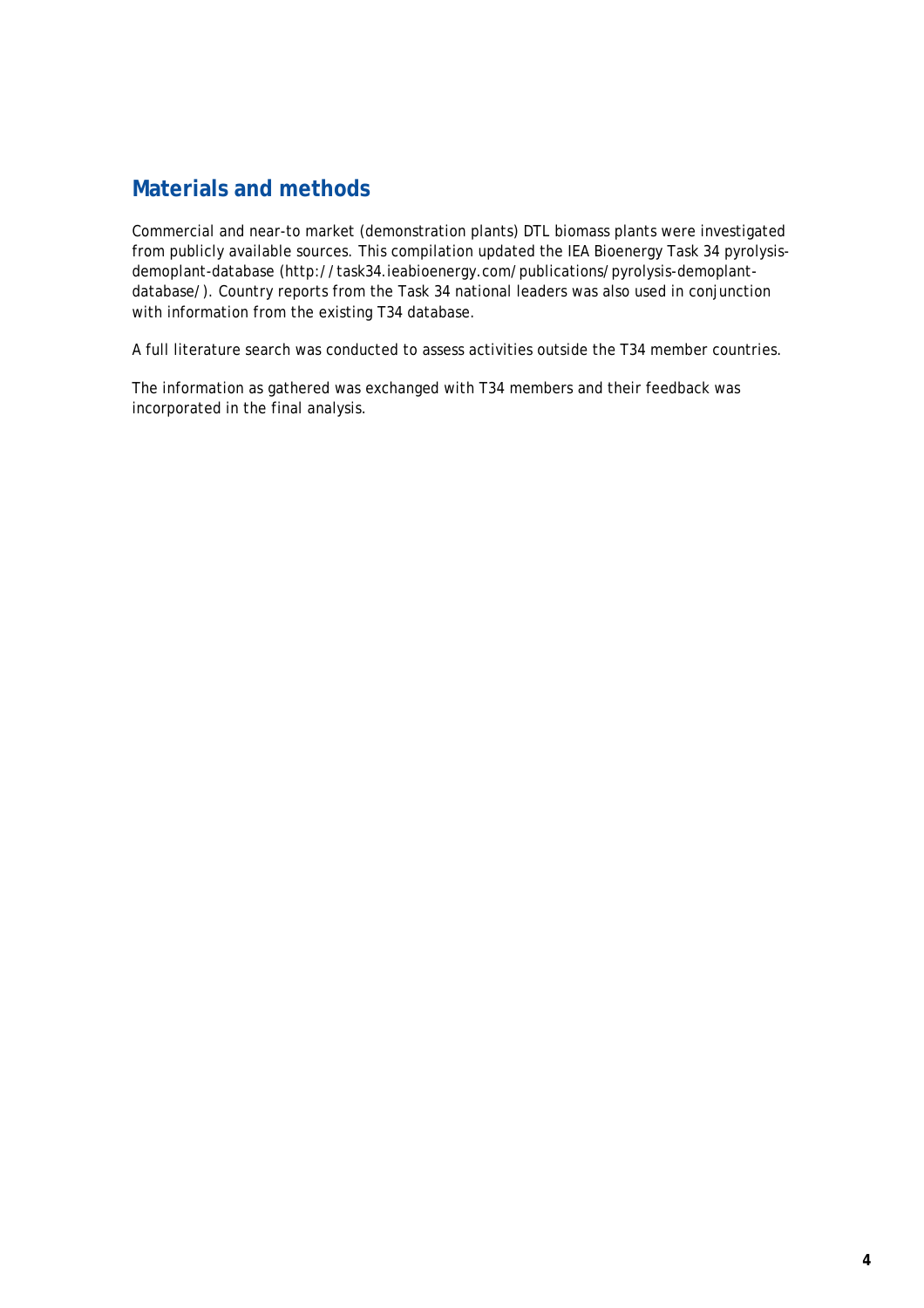## Materials and methods

Commercial and near-to market (demonstration plants) DTL biomass plants were investigated from publicly available sources. This compilation updated the IEA Bioenergy Task 34 pyrolysis-demoplant-database (http://task34.ieabioenergy.com/publications/pyrolysis-demoplant-database/). Country reports from the Task 34 national leaders was also used in conjunction with information from the existing T34 database.

A full literature search was conducted to assess activities outside the T34 member countries.

The information as gathered was exchanged with T34 members and their feedback was incorporated in the final analysis.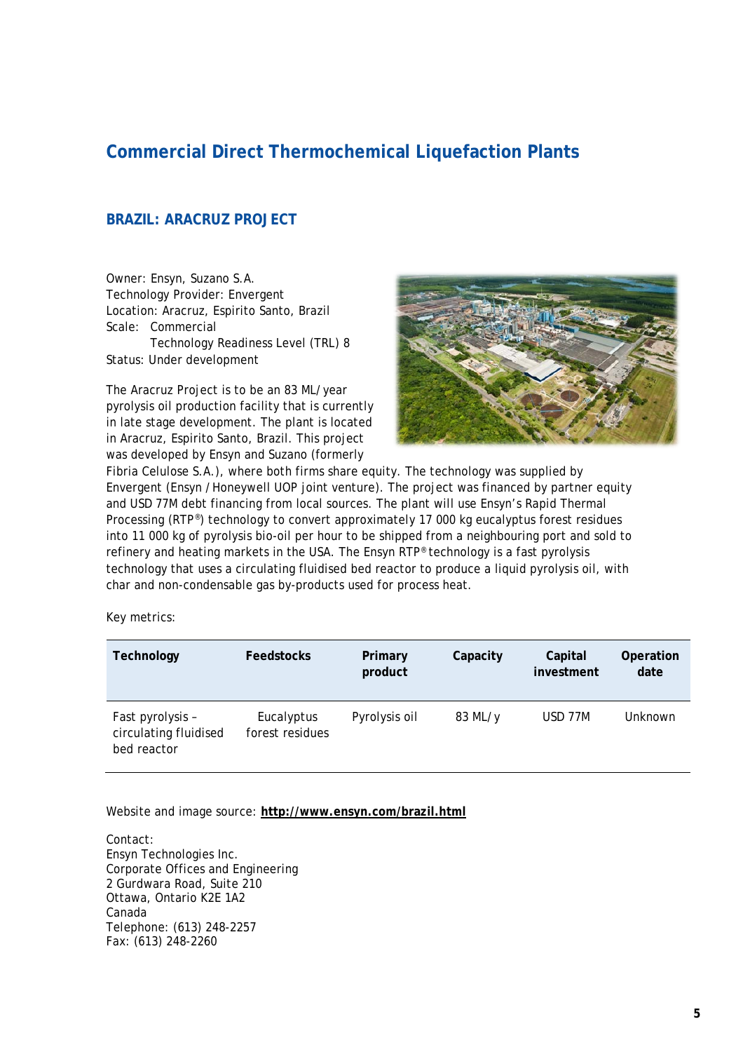# Commercial Direct Thermochemical Liquefaction Plants

## BRAZIL: ARACRUZ PROJECT

Owner: Ensyn, Suzano S.A.
Technology Provider: Envergent
Location: Aracruz, Espirito Santo, Brazil
Scale: Commercial
Technology Readiness Level (TRL) 8
Status: Under development

The Aracruz Project is to be an 83 ML/year pyrolysis oil production facility that is currently in late stage development. The plant is located in Aracruz, Espirito Santo, Brazil. This project was developed by Ensyn and Suzano (formerly Fibria Celulose S.A.), where both firms share equity. The technology was supplied by Envergent (Ensyn / Honeywell UOP joint venture). The project was financed by partner equity and USD 77M debt financing from local sources. The plant will use Ensyn's Rapid Thermal Processing (RTP®) technology to convert approximately 17 000 kg eucalyptus forest residues into 11 000 kg of pyrolysis bio-oil per hour to be shipped from a neighbouring port and sold to refinery and heating markets in the USA. The Ensyn RTP® technology is a fast pyrolysis technology that uses a circulating fluidised bed reactor to produce a liquid pyrolysis oil, with char and non-condensable gas by-products used for process heat.

Key metrics:

| Technology | Feedstocks | Primary product | Capacity | Capital investment | Operation date |
|---|---|---|---|---|---|
| Fast pyrolysis – circulating fluidised bed reactor | Eucalyptus forest residues | Pyrolysis oil | 83 ML/y | USD 77M | Unknown |

Website and image source: **http://www.ensyn.com/brazil.html**

Contact:
Ensyn Technologies Inc.
Corporate Offices and Engineering
2 Gurdwara Road, Suite 210
Ottawa, Ontario K2E 1A2
Canada
Telephone: (613) 248-2257
Fax: (613) 248-2260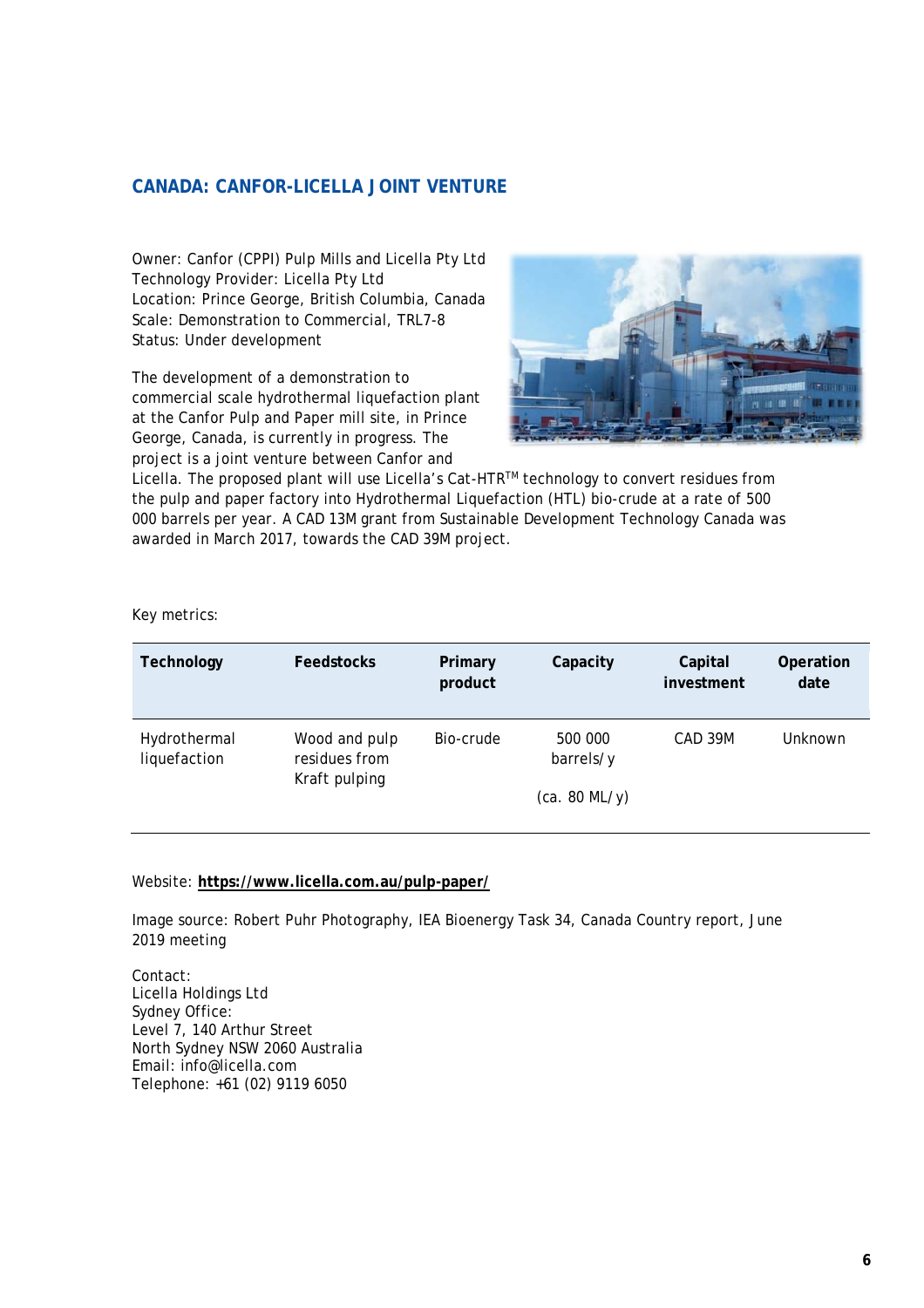## CANADA: CANFOR-LICELLA JOINT VENTURE

Owner: Canfor (CPPI) Pulp Mills and Licella Pty Ltd
Technology Provider: Licella Pty Ltd
Location: Prince George, British Columbia, Canada
Scale: Demonstration to Commercial, TRL7-8
Status: Under development

The development of a demonstration to commercial scale hydrothermal liquefaction plant at the Canfor Pulp and Paper mill site, in Prince George, Canada, is currently in progress. The project is a joint venture between Canfor and Licella. The proposed plant will use Licella's Cat-HTR™ technology to convert residues from the pulp and paper factory into Hydrothermal Liquefaction (HTL) bio-crude at a rate of 500 000 barrels per year. A CAD 13M grant from Sustainable Development Technology Canada was awarded in March 2017, towards the CAD 39M project.

Key metrics:

| Technology | Feedstocks | Primary product | Capacity | Capital investment | Operation date |
|---|---|---|---|---|---|
| Hydrothermal liquefaction | Wood and pulp residues from Kraft pulping | Bio-crude | 500 000 barrels/y (ca. 80 ML/y) | CAD 39M | Unknown |

Website: **https://www.licella.com.au/pulp-paper/**

Image source: Robert Puhr Photography, IEA Bioenergy Task 34, Canada Country report, June 2019 meeting

Contact:
Licella Holdings Ltd
Sydney Office:
Level 7, 140 Arthur Street
North Sydney NSW 2060 Australia
Email: info@licella.com
Telephone: +61 (02) 9119 6050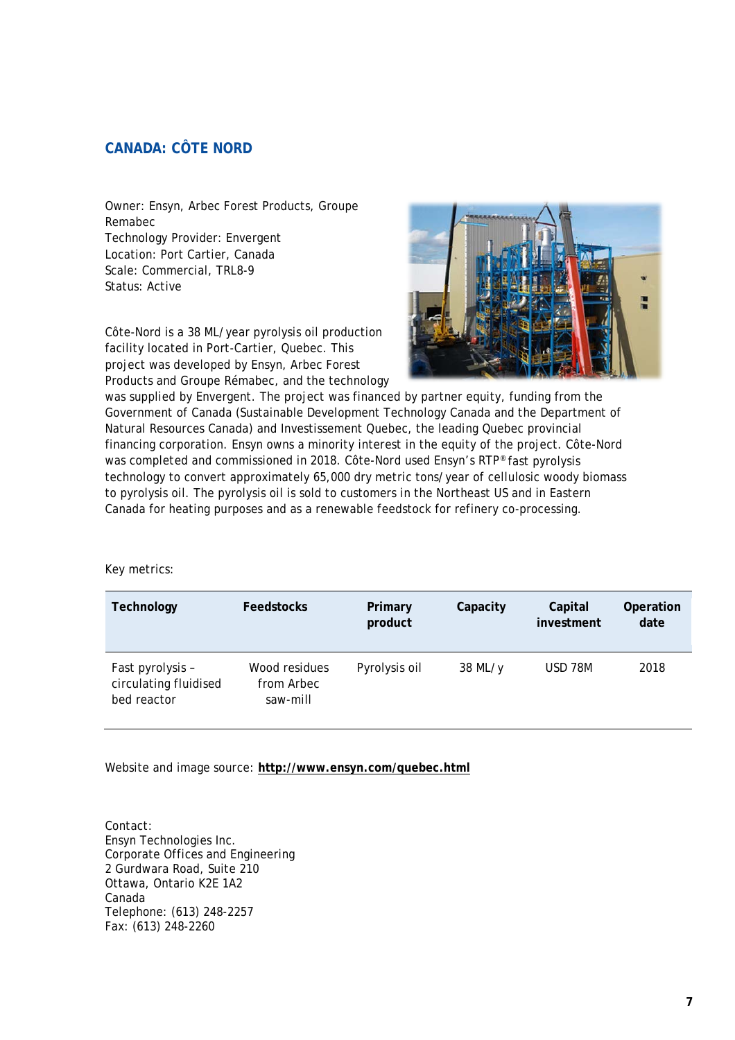## CANADA: CÔTE NORD

Owner: Ensyn, Arbec Forest Products, Groupe Remabec
Technology Provider: Envergent
Location: Port Cartier, Canada
Scale: Commercial, TRL8-9
Status: Active

Côte-Nord is a 38 ML/year pyrolysis oil production facility located in Port-Cartier, Quebec. This project was developed by Ensyn, Arbec Forest Products and Groupe Rémabec, and the technology was supplied by Envergent. The project was financed by partner equity, funding from the Government of Canada (Sustainable Development Technology Canada and the Department of Natural Resources Canada) and Investissement Quebec, the leading Quebec provincial financing corporation. Ensyn owns a minority interest in the equity of the project. Côte-Nord was completed and commissioned in 2018. Côte-Nord used Ensyn's RTP® fast pyrolysis technology to convert approximately 65,000 dry metric tons/year of cellulosic woody biomass to pyrolysis oil. The pyrolysis oil is sold to customers in the Northeast US and in Eastern Canada for heating purposes and as a renewable feedstock for refinery co-processing.

Key metrics:

| Technology | Feedstocks | Primary product | Capacity | Capital investment | Operation date |
|---|---|---|---|---|---|
| Fast pyrolysis – circulating fluidised bed reactor | Wood residues from Arbec saw-mill | Pyrolysis oil | 38 ML/y | USD 78M | 2018 |

Website and image source: **http://www.ensyn.com/quebec.html**

Contact:
Ensyn Technologies Inc.
Corporate Offices and Engineering
2 Gurdwara Road, Suite 210
Ottawa, Ontario K2E 1A2
Canada
Telephone: (613) 248-2257
Fax: (613) 248-2260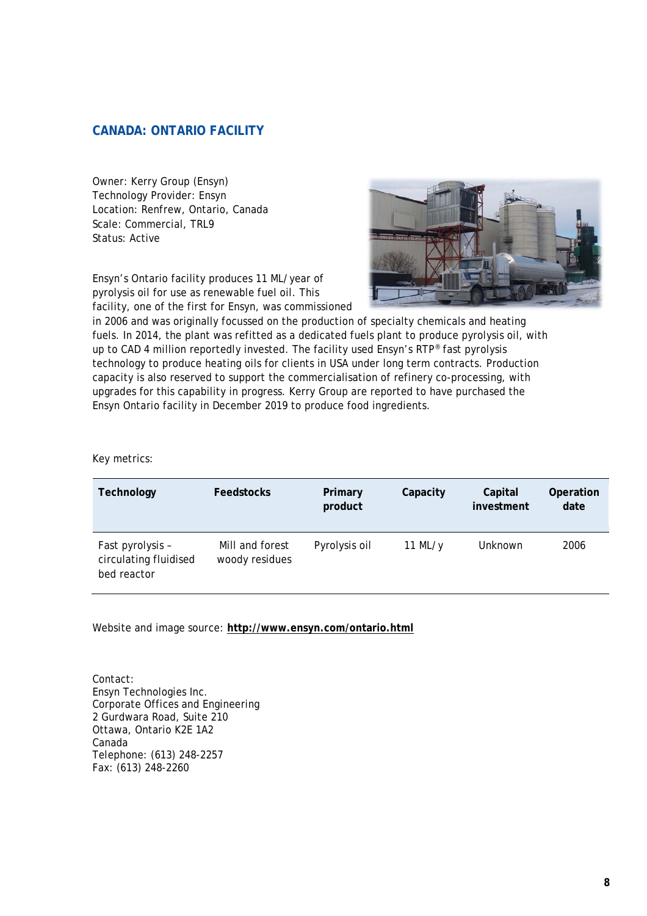## CANADA: ONTARIO FACILITY

Owner: Kerry Group (Ensyn)
Technology Provider: Ensyn
Location: Renfrew, Ontario, Canada
Scale: Commercial, TRL9
Status: Active

Ensyn's Ontario facility produces 11 ML/year of pyrolysis oil for use as renewable fuel oil. This facility, one of the first for Ensyn, was commissioned in 2006 and was originally focussed on the production of specialty chemicals and heating fuels. In 2014, the plant was refitted as a dedicated fuels plant to produce pyrolysis oil, with up to CAD 4 million reportedly invested. The facility used Ensyn's RTP® fast pyrolysis technology to produce heating oils for clients in USA under long term contracts. Production capacity is also reserved to support the commercialisation of refinery co-processing, with upgrades for this capability in progress. Kerry Group are reported to have purchased the Ensyn Ontario facility in December 2019 to produce food ingredients.

Key metrics:

| Technology | Feedstocks | Primary product | Capacity | Capital investment | Operation date |
|---|---|---|---|---|---|
| Fast pyrolysis – circulating fluidised bed reactor | Mill and forest woody residues | Pyrolysis oil | 11 ML/y | Unknown | 2006 |

Website and image source: **http://www.ensyn.com/ontario.html**

Contact:
Ensyn Technologies Inc.
Corporate Offices and Engineering
2 Gurdwara Road, Suite 210
Ottawa, Ontario K2E 1A2
Canada
Telephone: (613) 248-2257
Fax: (613) 248-2260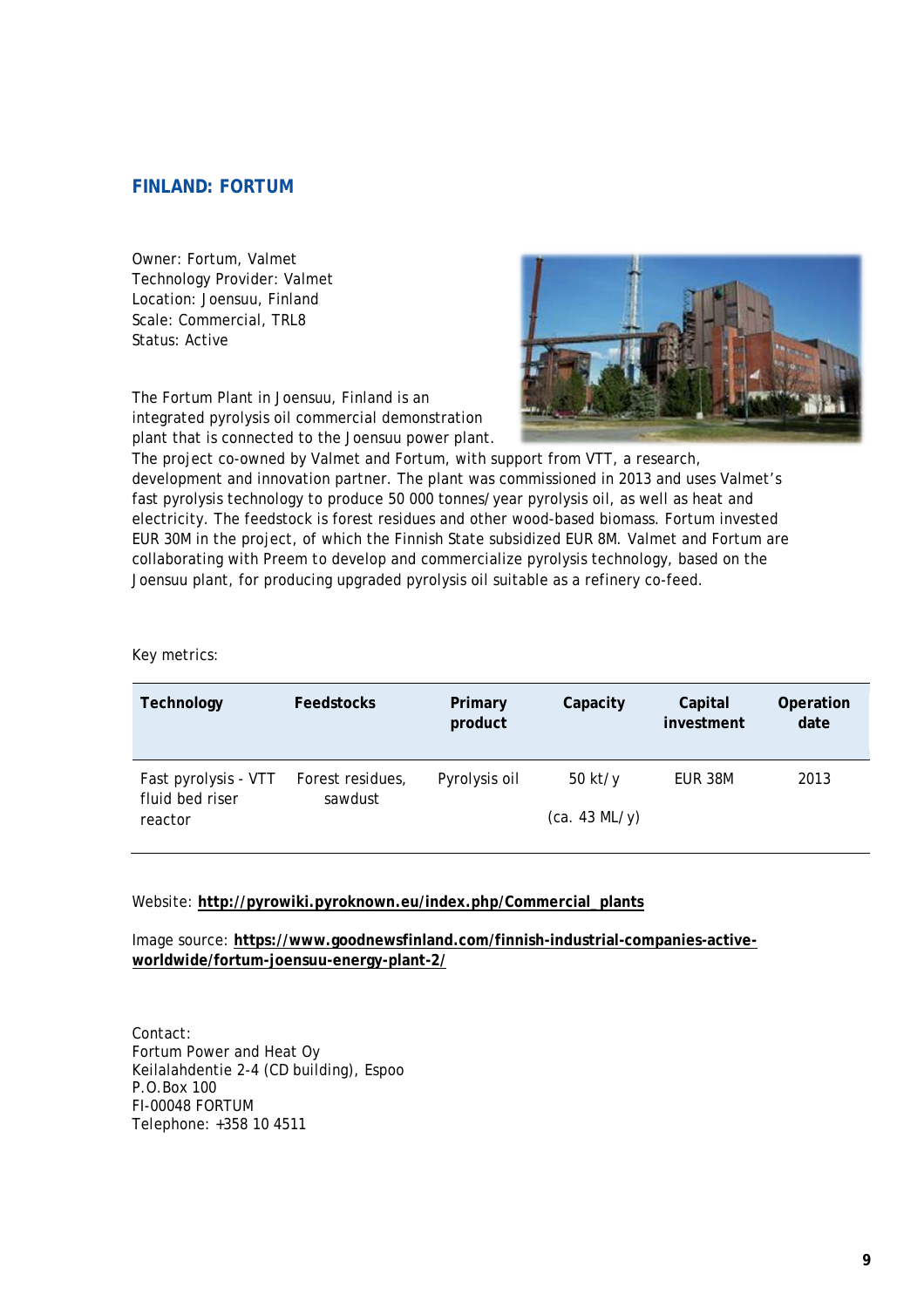## FINLAND: FORTUM

Owner: Fortum, Valmet
Technology Provider: Valmet
Location: Joensuu, Finland
Scale: Commercial, TRL8
Status: Active

The Fortum Plant in Joensuu, Finland is an integrated pyrolysis oil commercial demonstration plant that is connected to the Joensuu power plant. The project co-owned by Valmet and Fortum, with support from VTT, a research, development and innovation partner. The plant was commissioned in 2013 and uses Valmet's fast pyrolysis technology to produce 50 000 tonnes/year pyrolysis oil, as well as heat and electricity. The feedstock is forest residues and other wood-based biomass. Fortum invested EUR 30M in the project, of which the Finnish State subsidized EUR 8M. Valmet and Fortum are collaborating with Preem to develop and commercialize pyrolysis technology, based on the Joensuu plant, for producing upgraded pyrolysis oil suitable as a refinery co-feed.

Key metrics:

| Technology | Feedstocks | Primary product | Capacity | Capital investment | Operation date |
|---|---|---|---|---|---|
| Fast pyrolysis - VTT fluid bed riser reactor | Forest residues, sawdust | Pyrolysis oil | 50 kt/y (ca. 43 ML/y) | EUR 38M | 2013 |

Website: **http://pyrowiki.pyroknown.eu/index.php/Commercial_plants**

Image source: **https://www.goodnewsfinland.com/finnish-industrial-companies-active-worldwide/fortum-joensuu-energy-plant-2/**

Contact:
Fortum Power and Heat Oy
Keilalahdentie 2-4 (CD building), Espoo
P.O.Box 100
FI-00048 FORTUM
Telephone: +358 10 4511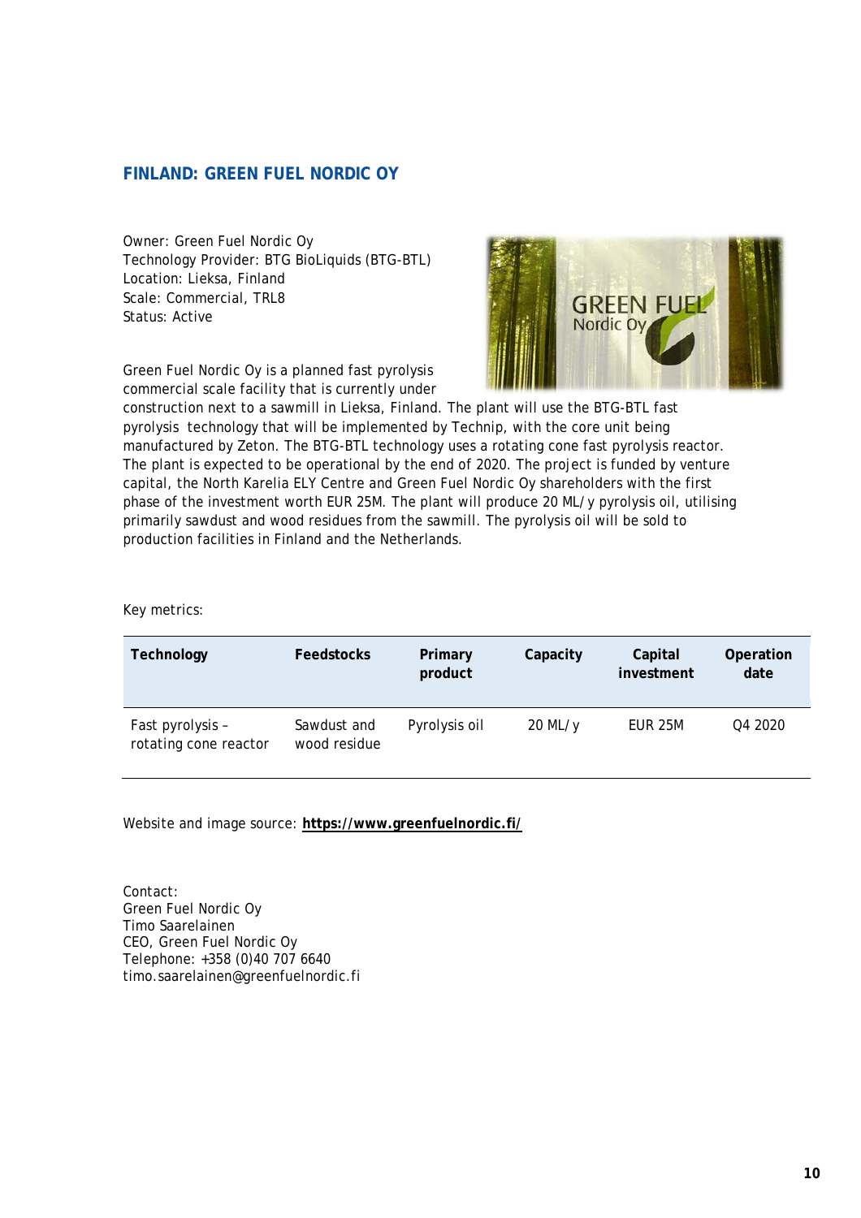## FINLAND: GREEN FUEL NORDIC OY

Owner: Green Fuel Nordic Oy
Technology Provider: BTG BioLiquids (BTG-BTL)
Location: Lieksa, Finland
Scale: Commercial, TRL8
Status: Active

Green Fuel Nordic Oy is a planned fast pyrolysis commercial scale facility that is currently under construction next to a sawmill in Lieksa, Finland. The plant will use the BTG-BTL fast pyrolysis technology that will be implemented by Technip, with the core unit being manufactured by Zeton. The BTG-BTL technology uses a rotating cone fast pyrolysis reactor. The plant is expected to be operational by the end of 2020. The project is funded by venture capital, the North Karelia ELY Centre and Green Fuel Nordic Oy shareholders with the first phase of the investment worth EUR 25M. The plant will produce 20 ML/y pyrolysis oil, utilising primarily sawdust and wood residues from the sawmill. The pyrolysis oil will be sold to production facilities in Finland and the Netherlands.

Key metrics:

| Technology | Feedstocks | Primary product | Capacity | Capital investment | Operation date |
|---|---|---|---|---|---|
| Fast pyrolysis – rotating cone reactor | Sawdust and wood residue | Pyrolysis oil | 20 ML/y | EUR 25M | Q4 2020 |

Website and image source: **https://www.greenfuelnordic.fi/**

Contact:
Green Fuel Nordic Oy
Timo Saarelainen
CEO, Green Fuel Nordic Oy
Telephone: +358 (0)40 707 6640
timo.saarelainen@greenfuelnordic.fi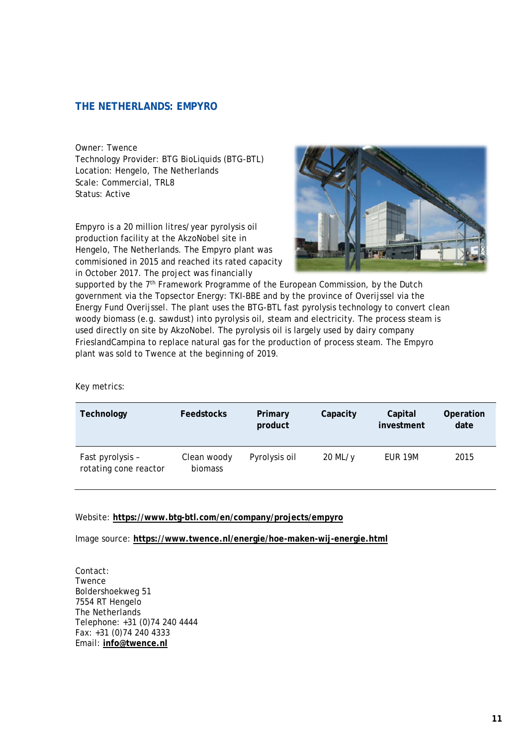## THE NETHERLANDS: EMPYRO

Owner: Twence
Technology Provider: BTG BioLiquids (BTG-BTL)
Location: Hengelo, The Netherlands
Scale: Commercial, TRL8
Status: Active

Empyro is a 20 million litres/year pyrolysis oil production facility at the AkzoNobel site in Hengelo, The Netherlands. The Empyro plant was commisioned in 2015 and reached its rated capacity in October 2017. The project was financially supported by the 7th Framework Programme of the European Commission, by the Dutch government via the Topsector Energy: TKI-BBE and by the province of Overijssel via the Energy Fund Overijssel. The plant uses the BTG-BTL fast pyrolysis technology to convert clean woody biomass (e.g. sawdust) into pyrolysis oil, steam and electricity. The process steam is used directly on site by AkzoNobel. The pyrolysis oil is largely used by dairy company FrieslandCampina to replace natural gas for the production of process steam. The Empyro plant was sold to Twence at the beginning of 2019.

Key metrics:

| Technology | Feedstocks | Primary product | Capacity | Capital investment | Operation date |
|---|---|---|---|---|---|
| Fast pyrolysis – rotating cone reactor | Clean woody biomass | Pyrolysis oil | 20 ML/y | EUR 19M | 2015 |

Website: **https://www.btg-btl.com/en/company/projects/empyro**

Image source: **https://www.twence.nl/energie/hoe-maken-wij-energie.html**

Contact:
Twence
Boldershoekweg 51
7554 RT Hengelo
The Netherlands
Telephone: +31 (0)74 240 4444
Fax: +31 (0)74 240 4333
Email: **info@twence.nl**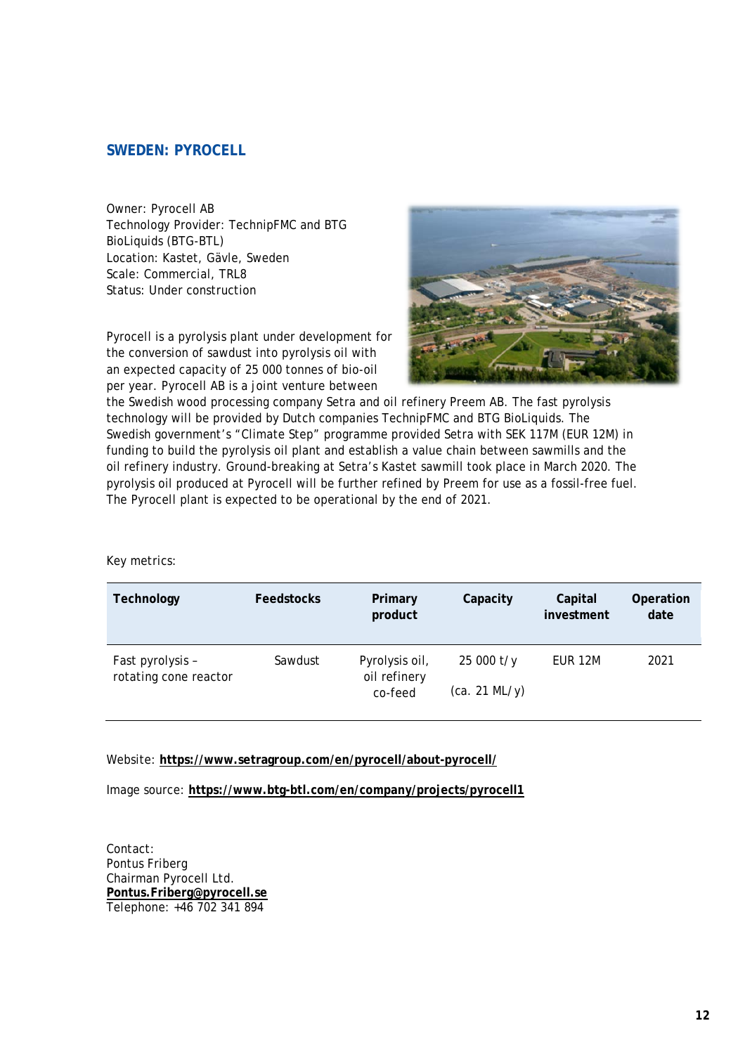## SWEDEN: PYROCELL

Owner: Pyrocell AB
Technology Provider: TechnipFMC and BTG BioLiquids (BTG-BTL)
Location: Kastet, Gävle, Sweden
Scale: Commercial, TRL8
Status: Under construction

Pyrocell is a pyrolysis plant under development for the conversion of sawdust into pyrolysis oil with an expected capacity of 25 000 tonnes of bio-oil per year. Pyrocell AB is a joint venture between the Swedish wood processing company Setra and oil refinery Preem AB. The fast pyrolysis technology will be provided by Dutch companies TechnipFMC and BTG BioLiquids. The Swedish government's "Climate Step" programme provided Setra with SEK 117M (EUR 12M) in funding to build the pyrolysis oil plant and establish a value chain between sawmills and the oil refinery industry. Ground-breaking at Setra's Kastet sawmill took place in March 2020. The pyrolysis oil produced at Pyrocell will be further refined by Preem for use as a fossil-free fuel. The Pyrocell plant is expected to be operational by the end of 2021.

Key metrics:

| Technology | Feedstocks | Primary product | Capacity | Capital investment | Operation date |
|---|---|---|---|---|---|
| Fast pyrolysis – rotating cone reactor | Sawdust | Pyrolysis oil, oil refinery co-feed | 25 000 t/y (ca. 21 ML/y) | EUR 12M | 2021 |

Website: **https://www.setragroup.com/en/pyrocell/about-pyrocell/**

Image source: **https://www.btg-btl.com/en/company/projects/pyrocell1**

Contact:
Pontus Friberg
Chairman Pyrocell Ltd.
**Pontus.Friberg@pyrocell.se**
Telephone: +46 702 341 894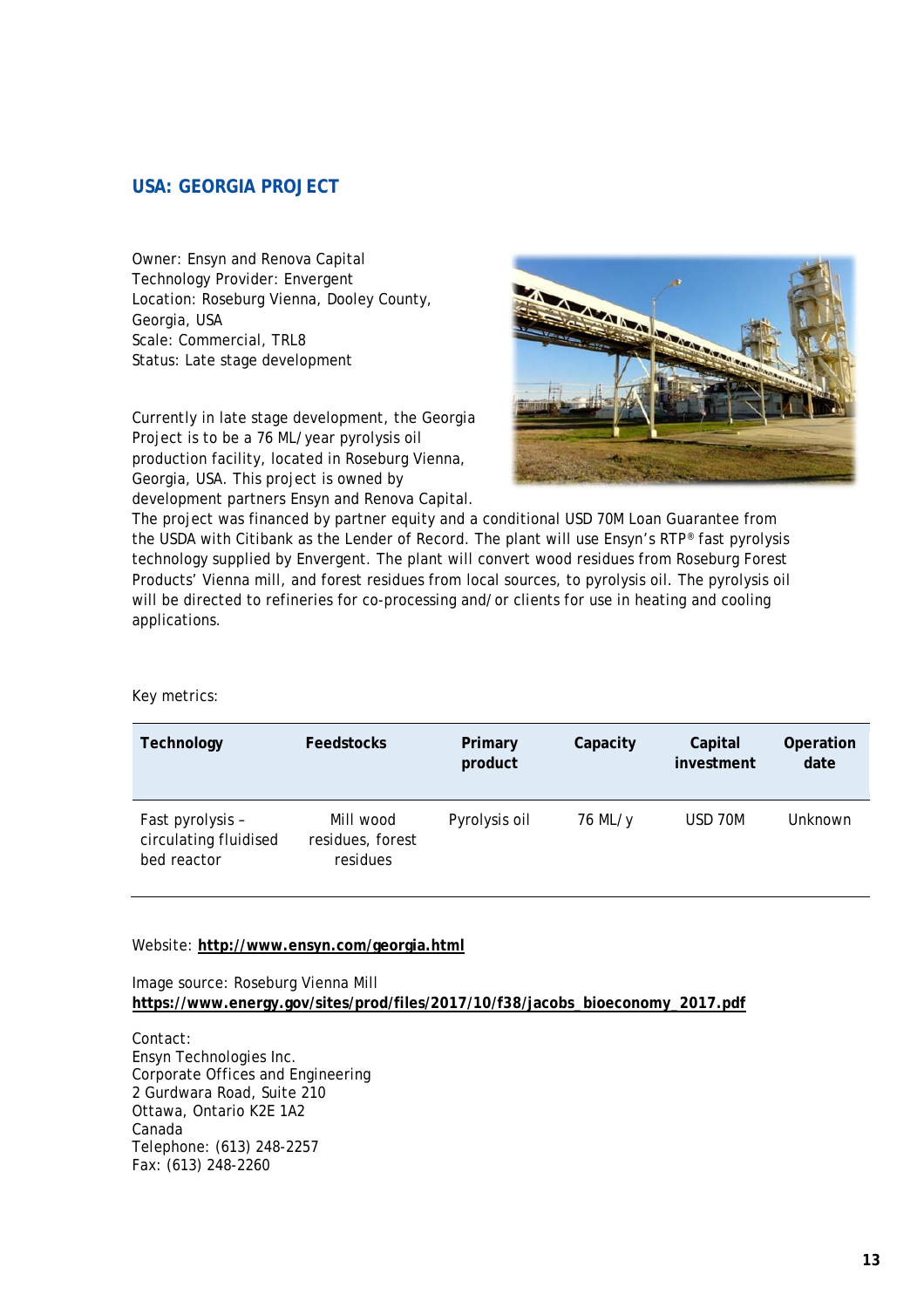## USA: GEORGIA PROJECT

Owner: Ensyn and Renova Capital
Technology Provider: Envergent
Location: Roseburg Vienna, Dooley County, Georgia, USA
Scale: Commercial, TRL8
Status: Late stage development

Currently in late stage development, the Georgia Project is to be a 76 ML/year pyrolysis oil production facility, located in Roseburg Vienna, Georgia, USA. This project is owned by development partners Ensyn and Renova Capital. The project was financed by partner equity and a conditional USD 70M Loan Guarantee from the USDA with Citibank as the Lender of Record. The plant will use Ensyn's RTP® fast pyrolysis technology supplied by Envergent. The plant will convert wood residues from Roseburg Forest Products' Vienna mill, and forest residues from local sources, to pyrolysis oil. The pyrolysis oil will be directed to refineries for co-processing and/or clients for use in heating and cooling applications.

Key metrics:

| Technology | Feedstocks | Primary product | Capacity | Capital investment | Operation date |
|---|---|---|---|---|---|
| Fast pyrolysis – circulating fluidised bed reactor | Mill wood residues, forest residues | Pyrolysis oil | 76 ML/y | USD 70M | Unknown |

Website: **http://www.ensyn.com/georgia.html**

Image source: Roseburg Vienna Mill
**https://www.energy.gov/sites/prod/files/2017/10/f38/jacobs_bioeconomy_2017.pdf**

Contact:
Ensyn Technologies Inc.
Corporate Offices and Engineering
2 Gurdwara Road, Suite 210
Ottawa, Ontario K2E 1A2
Canada
Telephone: (613) 248-2257
Fax: (613) 248-2260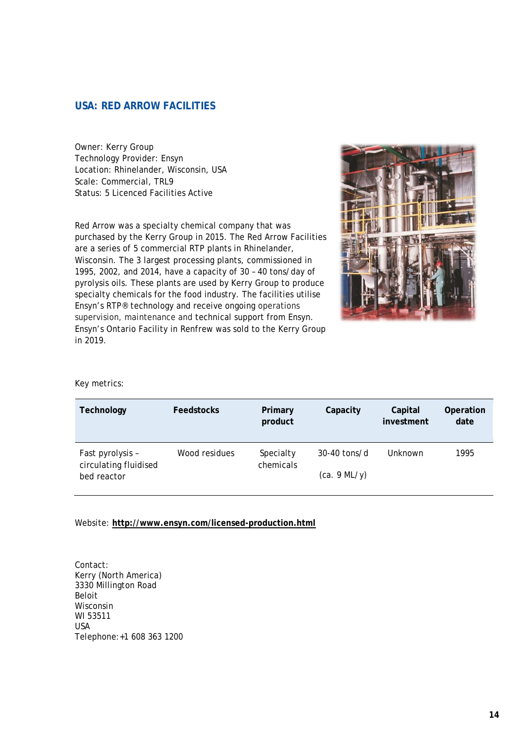## USA: RED ARROW FACILITIES

Owner: Kerry Group
Technology Provider: Ensyn
Location: Rhinelander, Wisconsin, USA
Scale: Commercial, TRL9
Status: 5 Licenced Facilities Active

Red Arrow was a specialty chemical company that was purchased by the Kerry Group in 2015. The Red Arrow Facilities are a series of 5 commercial RTP plants in Rhinelander, Wisconsin. The 3 largest processing plants, commissioned in 1995, 2002, and 2014, have a capacity of 30 – 40 tons/day of pyrolysis oils. These plants are used by Kerry Group to produce specialty chemicals for the food industry. The facilities utilise Ensyn's RTP® technology and receive ongoing operations supervision, maintenance and technical support from Ensyn. Ensyn's Ontario Facility in Renfrew was sold to the Kerry Group in 2019.

Key metrics:

| Technology | Feedstocks | Primary product | Capacity | Capital investment | Operation date |
|---|---|---|---|---|---|
| Fast pyrolysis – circulating fluidised bed reactor | Wood residues | Specialty chemicals | 30-40 tons/d (ca. 9 ML/y) | Unknown | 1995 |

Website: **http://www.ensyn.com/licensed-production.html**

Contact:
Kerry (North America)
3330 Millington Road
Beloit
Wisconsin
WI 53511
USA
Telephone: +1 608 363 1200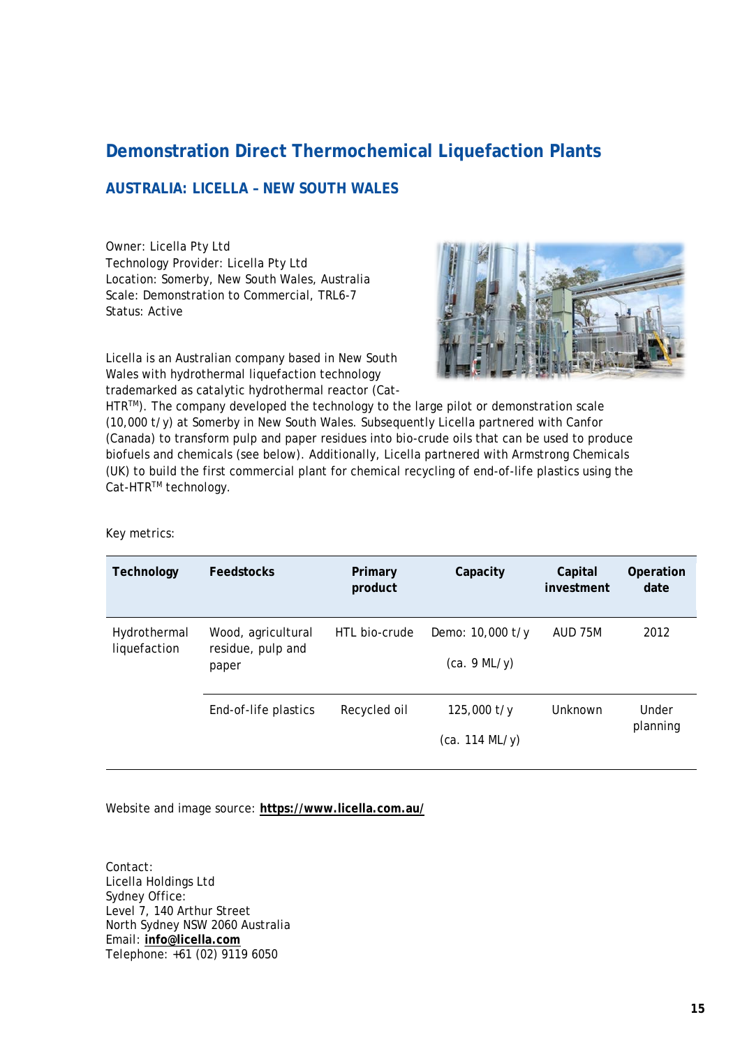# Demonstration Direct Thermochemical Liquefaction Plants

## AUSTRALIA: LICELLA – NEW SOUTH WALES

Owner: Licella Pty Ltd
Technology Provider: Licella Pty Ltd
Location: Somerby, New South Wales, Australia
Scale: Demonstration to Commercial, TRL6-7
Status: Active

Licella is an Australian company based in New South Wales with hydrothermal liquefaction technology trademarked as catalytic hydrothermal reactor (Cat-HTR™). The company developed the technology to the large pilot or demonstration scale (10,000 t/y) at Somerby in New South Wales. Subsequently Licella partnered with Canfor (Canada) to transform pulp and paper residues into bio-crude oils that can be used to produce biofuels and chemicals (see below). Additionally, Licella partnered with Armstrong Chemicals (UK) to build the first commercial plant for chemical recycling of end-of-life plastics using the Cat-HTR™ technology.

Key metrics:

| Technology | Feedstocks | Primary product | Capacity | Capital investment | Operation date |
|---|---|---|---|---|---|
| Hydrothermal liquefaction | Wood, agricultural residue, pulp and paper | HTL bio-crude | Demo: 10,000 t/y (ca. 9 ML/y) | AUD 75M | 2012 |
| | End-of-life plastics | Recycled oil | 125,000 t/y (ca. 114 ML/y) | Unknown | Under planning |

Website and image source: **https://www.licella.com.au/**

Contact:
Licella Holdings Ltd
Sydney Office:
Level 7, 140 Arthur Street
North Sydney NSW 2060 Australia
Email: **info@licella.com**
Telephone: +61 (02) 9119 6050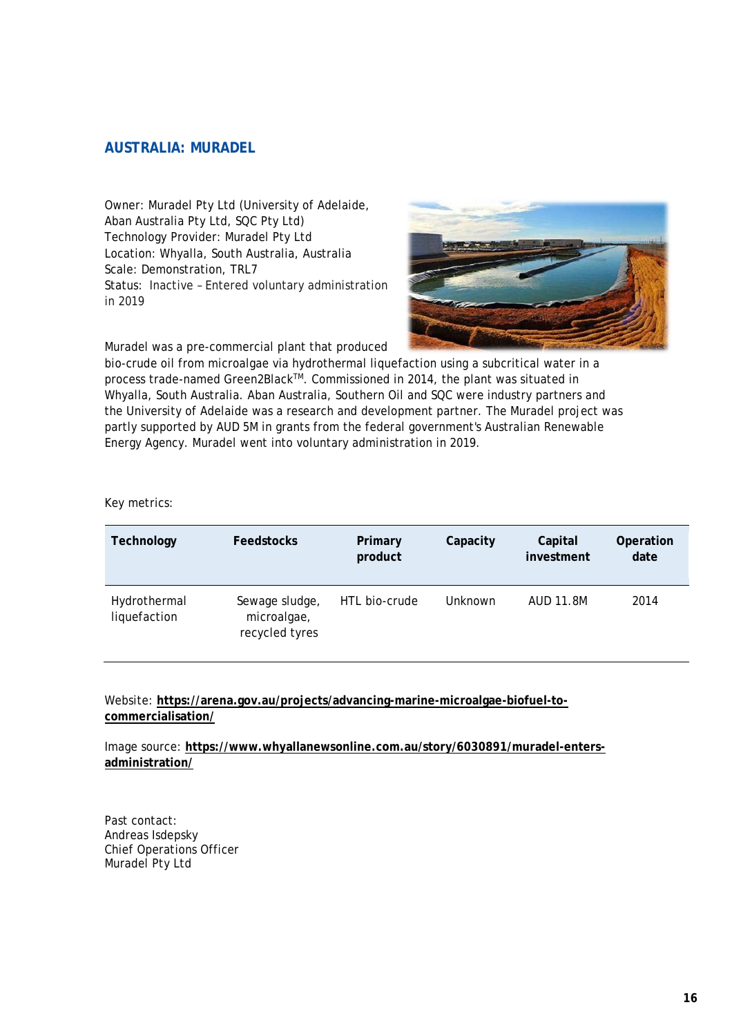## AUSTRALIA: MURADEL

Owner: Muradel Pty Ltd (University of Adelaide, Aban Australia Pty Ltd, SQC Pty Ltd)
Technology Provider: Muradel Pty Ltd
Location: Whyalla, South Australia, Australia
Scale: Demonstration, TRL7
Status: Inactive – Entered voluntary administration in 2019

Muradel was a pre-commercial plant that produced bio-crude oil from microalgae via hydrothermal liquefaction using a subcritical water in a process trade-named Green2Black™. Commissioned in 2014, the plant was situated in Whyalla, South Australia. Aban Australia, Southern Oil and SQC were industry partners and the University of Adelaide was a research and development partner. The Muradel project was partly supported by AUD 5M in grants from the federal government's Australian Renewable Energy Agency. Muradel went into voluntary administration in 2019.

Key metrics:

| Technology | Feedstocks | Primary product | Capacity | Capital investment | Operation date |
|---|---|---|---|---|---|
| Hydrothermal liquefaction | Sewage sludge, microalgae, recycled tyres | HTL bio-crude | Unknown | AUD 11.8M | 2014 |

Website: **https://arena.gov.au/projects/advancing-marine-microalgae-biofuel-to-commercialisation/**

Image source: **https://www.whyallanewsonline.com.au/story/6030891/muradel-enters-administration/**

Past contact:
Andreas Isdepsky
Chief Operations Officer
Muradel Pty Ltd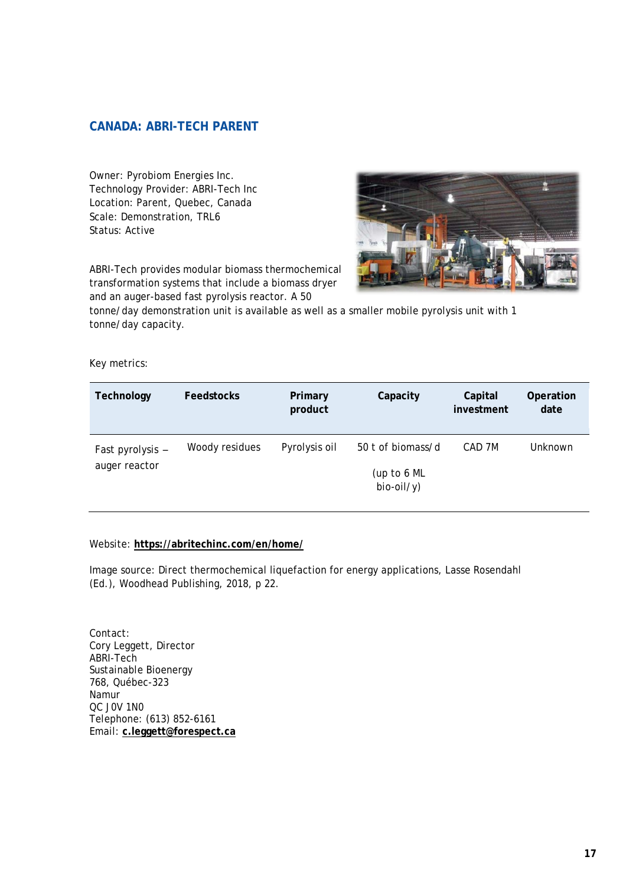## CANADA: ABRI-TECH PARENT

Owner: Pyrobiom Energies Inc.
Technology Provider: ABRI-Tech Inc
Location: Parent, Quebec, Canada
Scale: Demonstration, TRL6
Status: Active

ABRI-Tech provides modular biomass thermochemical transformation systems that include a biomass dryer and an auger-based fast pyrolysis reactor. A 50 tonne/day demonstration unit is available as well as a smaller mobile pyrolysis unit with 1 tonne/day capacity.

Key metrics:

| Technology | Feedstocks | Primary product | Capacity | Capital investment | Operation date |
|---|---|---|---|---|---|
| Fast pyrolysis – auger reactor | Woody residues | Pyrolysis oil | 50 t of biomass/d (up to 6 ML bio-oil/y) | CAD 7M | Unknown |

Website: **https://abritechinc.com/en/home/**

Image source: Direct thermochemical liquefaction for energy applications, Lasse Rosendahl (Ed.), Woodhead Publishing, 2018, p 22.

Contact:
Cory Leggett, Director
ABRI-Tech
Sustainable Bioenergy
768, Québec-323
Namur
QC J0V 1N0
Telephone: (613) 852-6161
Email: **c.leggett@forespect.ca**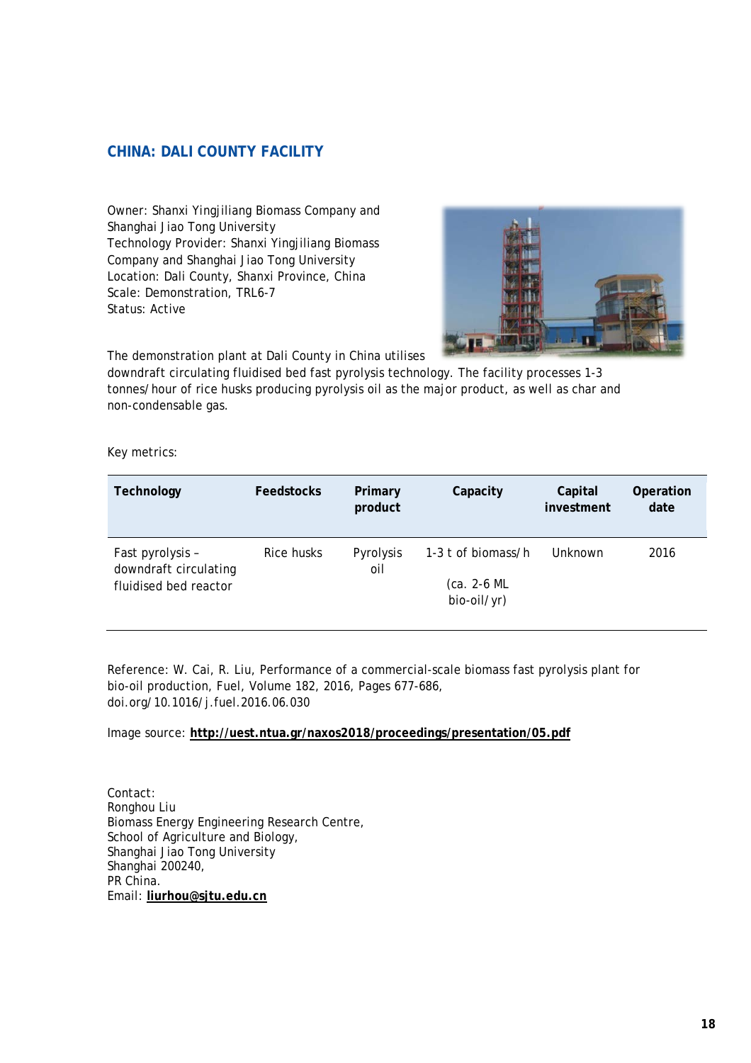## CHINA: DALI COUNTY FACILITY

Owner: Shanxi Yingjiliang Biomass Company and Shanghai Jiao Tong University
Technology Provider: Shanxi Yingjiliang Biomass Company and Shanghai Jiao Tong University
Location: Dali County, Shanxi Province, China
Scale: Demonstration, TRL6-7
Status: Active

The demonstration plant at Dali County in China utilises downdraft circulating fluidised bed fast pyrolysis technology. The facility processes 1-3 tonnes/hour of rice husks producing pyrolysis oil as the major product, as well as char and non-condensable gas.

Key metrics:

| Technology | Feedstocks | Primary product | Capacity | Capital investment | Operation date |
|---|---|---|---|---|---|
| Fast pyrolysis – downdraft circulating fluidised bed reactor | Rice husks | Pyrolysis oil | 1-3 t of biomass/h (ca. 2-6 ML bio-oil/yr) | Unknown | 2016 |

Reference: W. Cai, R. Liu, Performance of a commercial-scale biomass fast pyrolysis plant for bio-oil production, Fuel, Volume 182, 2016, Pages 677-686, doi.org/10.1016/j.fuel.2016.06.030

Image source: **http://uest.ntua.gr/naxos2018/proceedings/presentation/05.pdf**

Contact:
Ronghou Liu
Biomass Energy Engineering Research Centre,
School of Agriculture and Biology,
Shanghai Jiao Tong University
Shanghai 200240,
PR China.
Email: **liurhou@sjtu.edu.cn**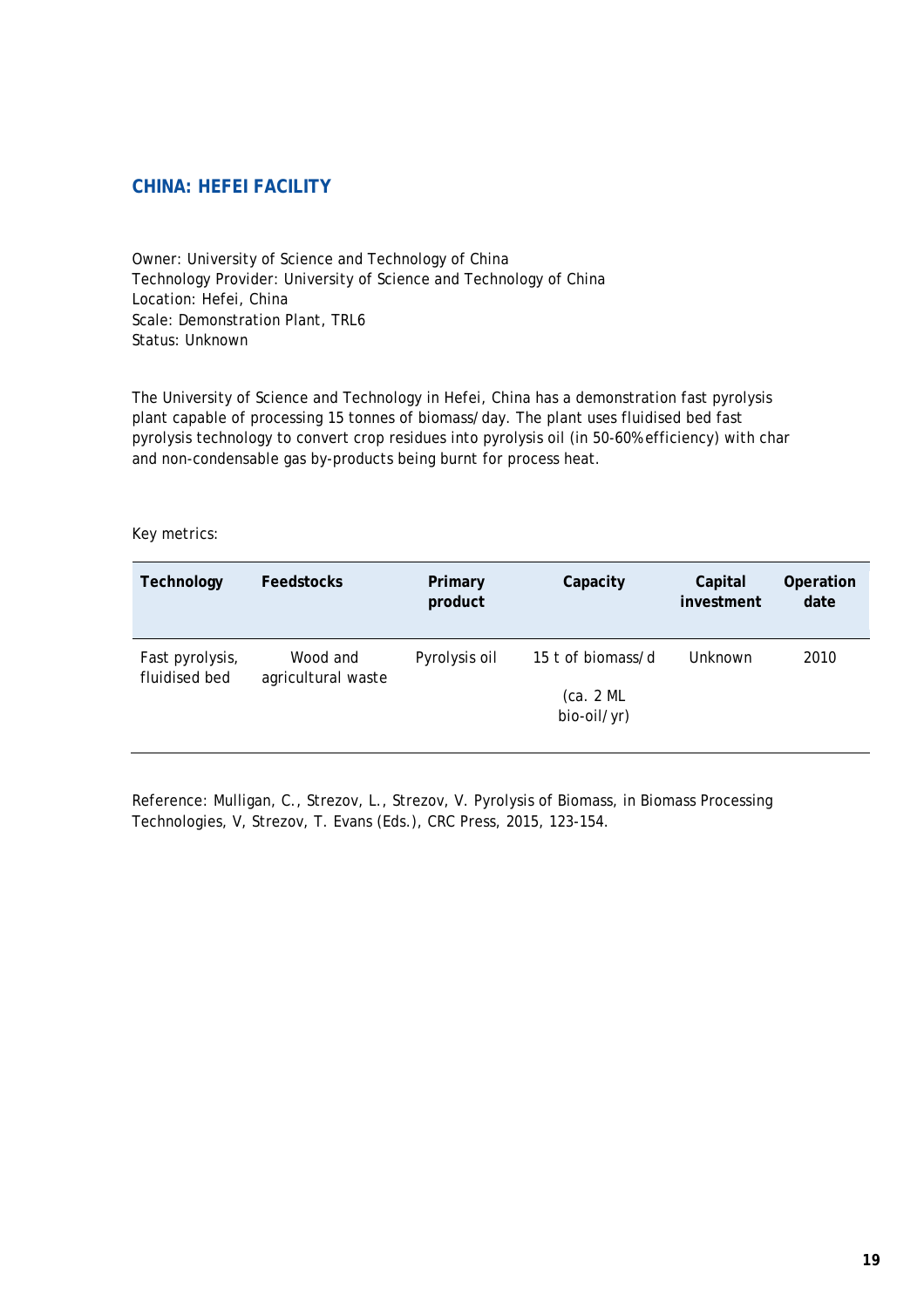## CHINA: HEFEI FACILITY

Owner: University of Science and Technology of China
Technology Provider: University of Science and Technology of China
Location: Hefei, China
Scale: Demonstration Plant, TRL6
Status: Unknown

The University of Science and Technology in Hefei, China has a demonstration fast pyrolysis plant capable of processing 15 tonnes of biomass/day. The plant uses fluidised bed fast pyrolysis technology to convert crop residues into pyrolysis oil (in 50-60% efficiency) with char and non-condensable gas by-products being burnt for process heat.

Key metrics:

| Technology | Feedstocks | Primary product | Capacity | Capital investment | Operation date |
|---|---|---|---|---|---|
| Fast pyrolysis, fluidised bed | Wood and agricultural waste | Pyrolysis oil | 15 t of biomass/d (ca. 2 ML bio-oil/yr) | Unknown | 2010 |

Reference: Mulligan, C., Strezov, L., Strezov, V. Pyrolysis of Biomass, in Biomass Processing Technologies, V, Strezov, T. Evans (Eds.), CRC Press, 2015, 123-154.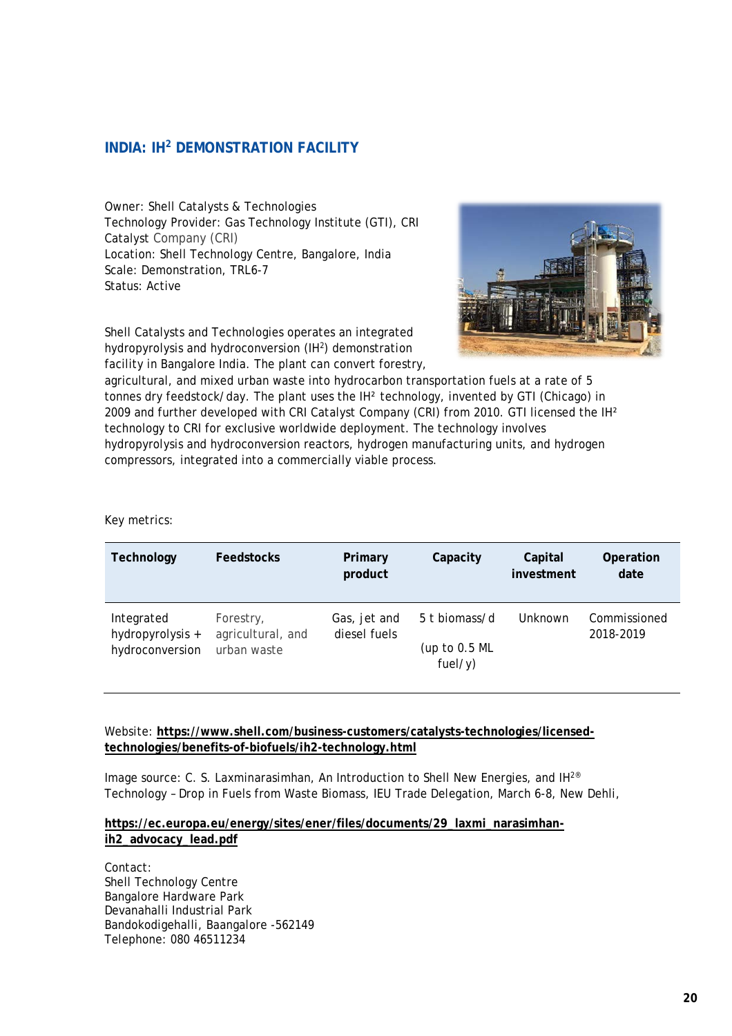## INDIA: $IH^2$ DEMONSTRATION FACILITY

Owner: Shell Catalysts & Technologies
Technology Provider: Gas Technology Institute (GTI), CRI Catalyst Company (CRI)
Location: Shell Technology Centre, Bangalore, India
Scale: Demonstration, TRL6-7
Status: Active

Shell Catalysts and Technologies operates an integrated hydropyrolysis and hydroconversion ($IH^2$) demonstration facility in Bangalore India. The plant can convert forestry, agricultural, and mixed urban waste into hydrocarbon transportation fuels at a rate of 5 tonnes dry feedstock/day. The plant uses the $IH^2$ technology, invented by GTI (Chicago) in 2009 and further developed with CRI Catalyst Company (CRI) from 2010. GTI licensed the $IH^2$ technology to CRI for exclusive worldwide deployment. The technology involves hydropyrolysis and hydroconversion reactors, hydrogen manufacturing units, and hydrogen compressors, integrated into a commercially viable process.

Key metrics:

| Technology | Feedstocks | Primary product | Capacity | Capital investment | Operation date |
|---|---|---|---|---|---|
| Integrated hydropyrolysis + hydroconversion | Forestry, agricultural, and urban waste | Gas, jet and diesel fuels | 5 t biomass/d (up to 0.5 ML fuel/y) | Unknown | Commissioned 2018-2019 |

Website: **https://www.shell.com/business-customers/catalysts-technologies/licensed-technologies/benefits-of-biofuels/ih2-technology.html**

Image source: C. S. Laxminarasimhan, An Introduction to Shell New Energies, and $IH^{2®}$ Technology – Drop in Fuels from Waste Biomass, IEU Trade Delegation, March 6-8, New Dehli,

**https://ec.europa.eu/energy/sites/ener/files/documents/29_laxmi_narasimhan-ih2_advocacy_lead.pdf**

Contact:
Shell Technology Centre
Bangalore Hardware Park
Devanahalli Industrial Park
Bandokodigehalli, Baangalore -562149
Telephone: 080 46511234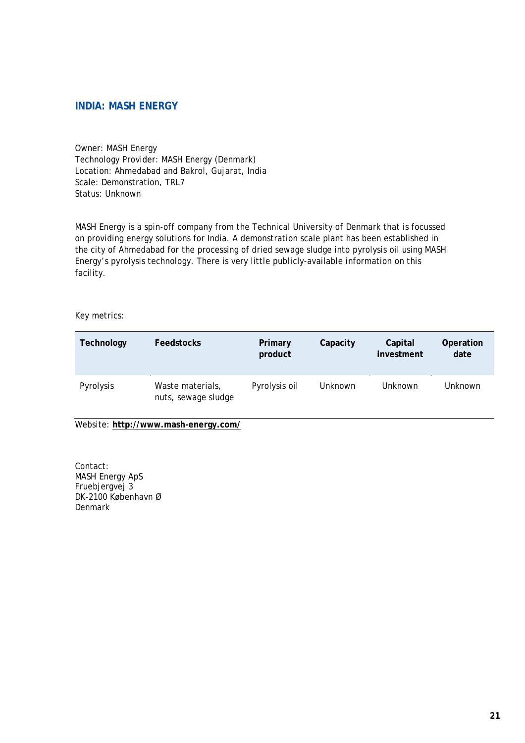## INDIA: MASH ENERGY

Owner: MASH Energy
Technology Provider: MASH Energy (Denmark)
Location: Ahmedabad and Bakrol, Gujarat, India
Scale: Demonstration, TRL7
Status: Unknown

MASH Energy is a spin-off company from the Technical University of Denmark that is focussed on providing energy solutions for India. A demonstration scale plant has been established in the city of Ahmedabad for the processing of dried sewage sludge into pyrolysis oil using MASH Energy's pyrolysis technology. There is very little publicly-available information on this facility.

Key metrics:

| Technology | Feedstocks | Primary product | Capacity | Capital investment | Operation date |
|---|---|---|---|---|---|
| Pyrolysis | Waste materials, nuts, sewage sludge | Pyrolysis oil | Unknown | Unknown | Unknown |

Website: **http://www.mash-energy.com/**

Contact:
MASH Energy ApS
Fruebjergvej 3
DK-2100 København Ø
Denmark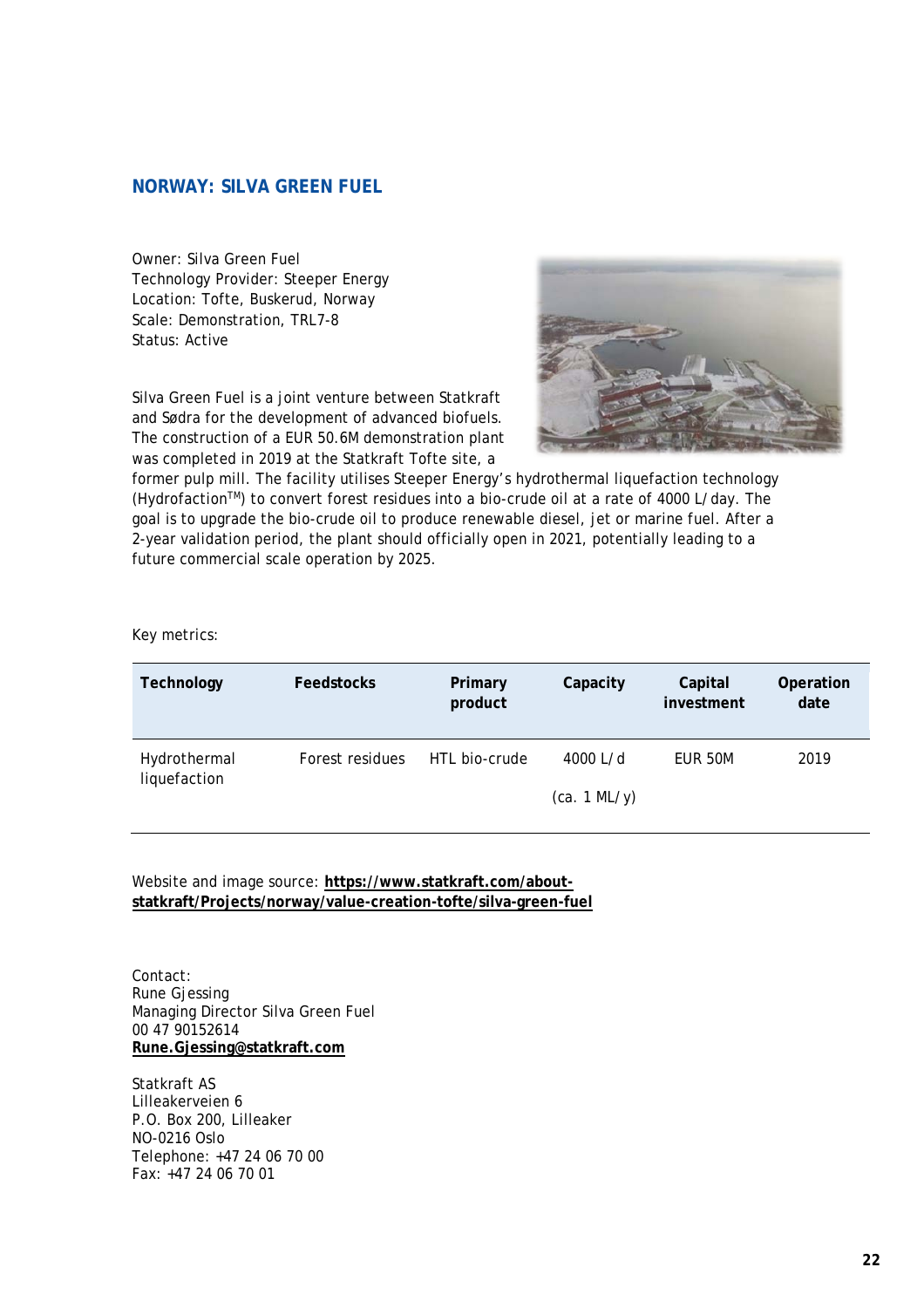## NORWAY: SILVA GREEN FUEL

Owner: Silva Green Fuel
Technology Provider: Steeper Energy
Location: Tofte, Buskerud, Norway
Scale: Demonstration, TRL7-8
Status: Active

Silva Green Fuel is a joint venture between Statkraft and Södra for the development of advanced biofuels. The construction of a EUR 50.6M demonstration plant was completed in 2019 at the Statkraft Tofte site, a former pulp mill. The facility utilises Steeper Energy's hydrothermal liquefaction technology (Hydrofaction[TM]) to convert forest residues into a bio-crude oil at a rate of 4000 L/day. The goal is to upgrade the bio-crude oil to produce renewable diesel, jet or marine fuel. After a 2-year validation period, the plant should officially open in 2021, potentially leading to a future commercial scale operation by 2025.

Key metrics:

| Technology | Feedstocks | Primary product | Capacity | Capital investment | Operation date |
|---|---|---|---|---|---|
| Hydrothermal liquefaction | Forest residues | HTL bio-crude | 4000 L/d (ca. 1 ML/y) | EUR 50M | 2019 |

Website and image source: **https://www.statkraft.com/about-statkraft/Projects/norway/value-creation-tofte/silva-green-fuel**

Contact:
Rune Gjessing
Managing Director Silva Green Fuel
00 47 90152614
**Rune.Gjessing@statkraft.com**

Statkraft AS
Lilleakerveien 6
P.O. Box 200, Lilleaker
NO-0216 Oslo
Telephone: +47 24 06 70 00
Fax: +47 24 06 70 01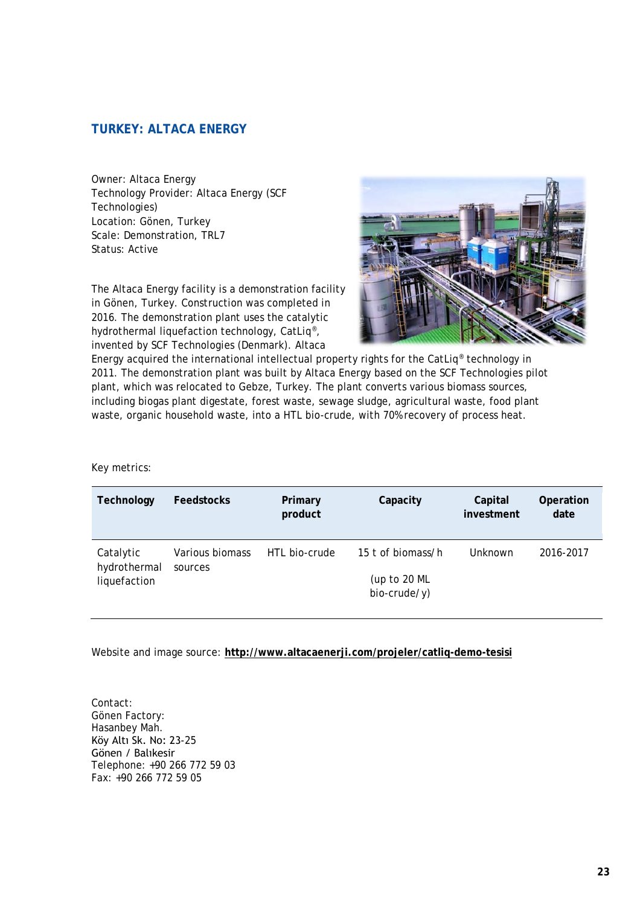## TURKEY: ALTACA ENERGY

Owner: Altaca Energy
Technology Provider: Altaca Energy (SCF Technologies)
Location: Gönen, Turkey
Scale: Demonstration, TRL7
Status: Active

The Altaca Energy facility is a demonstration facility in Gönen, Turkey. Construction was completed in 2016. The demonstration plant uses the catalytic hydrothermal liquefaction technology, CatLiq®, invented by SCF Technologies (Denmark). Altaca Energy acquired the international intellectual property rights for the CatLiq® technology in 2011. The demonstration plant was built by Altaca Energy based on the SCF Technologies pilot plant, which was relocated to Gebze, Turkey. The plant converts various biomass sources, including biogas plant digestate, forest waste, sewage sludge, agricultural waste, food plant waste, organic household waste, into a HTL bio-crude, with 70% recovery of process heat.

Key metrics:

| Technology | Feedstocks | Primary product | Capacity | Capital investment | Operation date |
|---|---|---|---|---|---|
| Catalytic hydrothermal liquefaction | Various biomass sources | HTL bio-crude | 15 t of biomass/h (up to 20 ML bio-crude/y) | Unknown | 2016-2017 |

Website and image source: **http://www.altacaenerji.com/projeler/catliq-demo-tesisi**

Contact:
Gönen Factory:
Hasanbey Mah.
Köy Altı Sk. No: 23-25
Gönen / Balıkesir
Telephone: +90 266 772 59 03
Fax: +90 266 772 59 05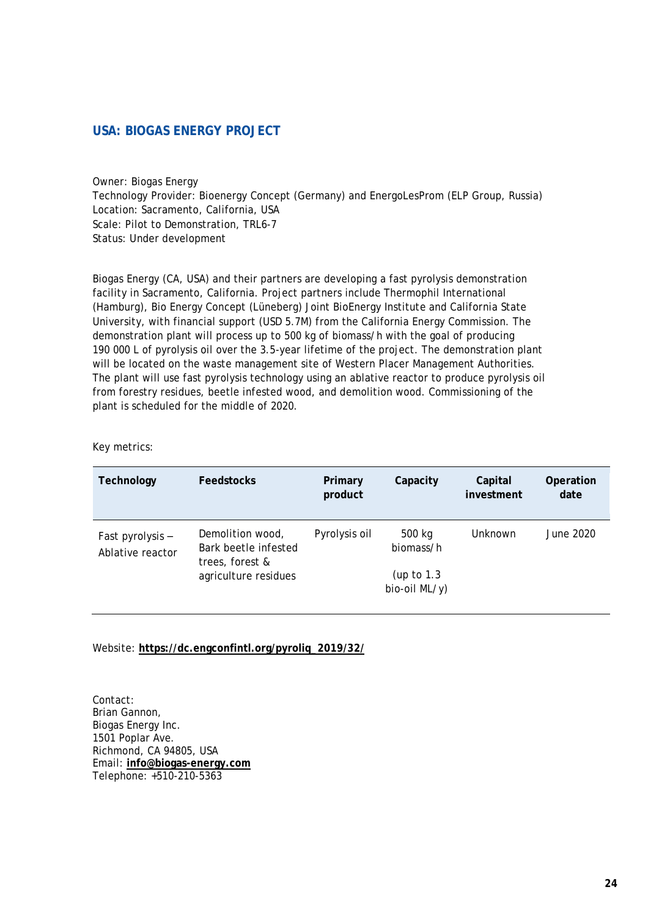## USA: BIOGAS ENERGY PROJECT

Owner: Biogas Energy
Technology Provider: Bioenergy Concept (Germany) and EnergoLesProm (ELP Group, Russia)
Location: Sacramento, California, USA
Scale: Pilot to Demonstration, TRL6-7
Status: Under development

Biogas Energy (CA, USA) and their partners are developing a fast pyrolysis demonstration facility in Sacramento, California. Project partners include Thermophil International (Hamburg), Bio Energy Concept (Lüneberg) Joint BioEnergy Institute and California State University, with financial support (USD 5.7M) from the California Energy Commission. The demonstration plant will process up to 500 kg of biomass/h with the goal of producing 190 000 L of pyrolysis oil over the 3.5-year lifetime of the project. The demonstration plant will be located on the waste management site of Western Placer Management Authorities. The plant will use fast pyrolysis technology using an ablative reactor to produce pyrolysis oil from forestry residues, beetle infested wood, and demolition wood. Commissioning of the plant is scheduled for the middle of 2020.

Key metrics:

| Technology | Feedstocks | Primary product | Capacity | Capital investment | Operation date |
|---|---|---|---|---|---|
| Fast pyrolysis – Ablative reactor | Demolition wood, Bark beetle infested trees, forest & agriculture residues | Pyrolysis oil | 500 kg biomass/h (up to 1.3 bio-oil ML/y) | Unknown | June 2020 |

Website: **https://dc.engconfintl.org/pyroliq_2019/32/**

Contact:
Brian Gannon,
Biogas Energy Inc.
1501 Poplar Ave.
Richmond, CA 94805, USA
Email: **info@biogas-energy.com**
Telephone: +510-210-5363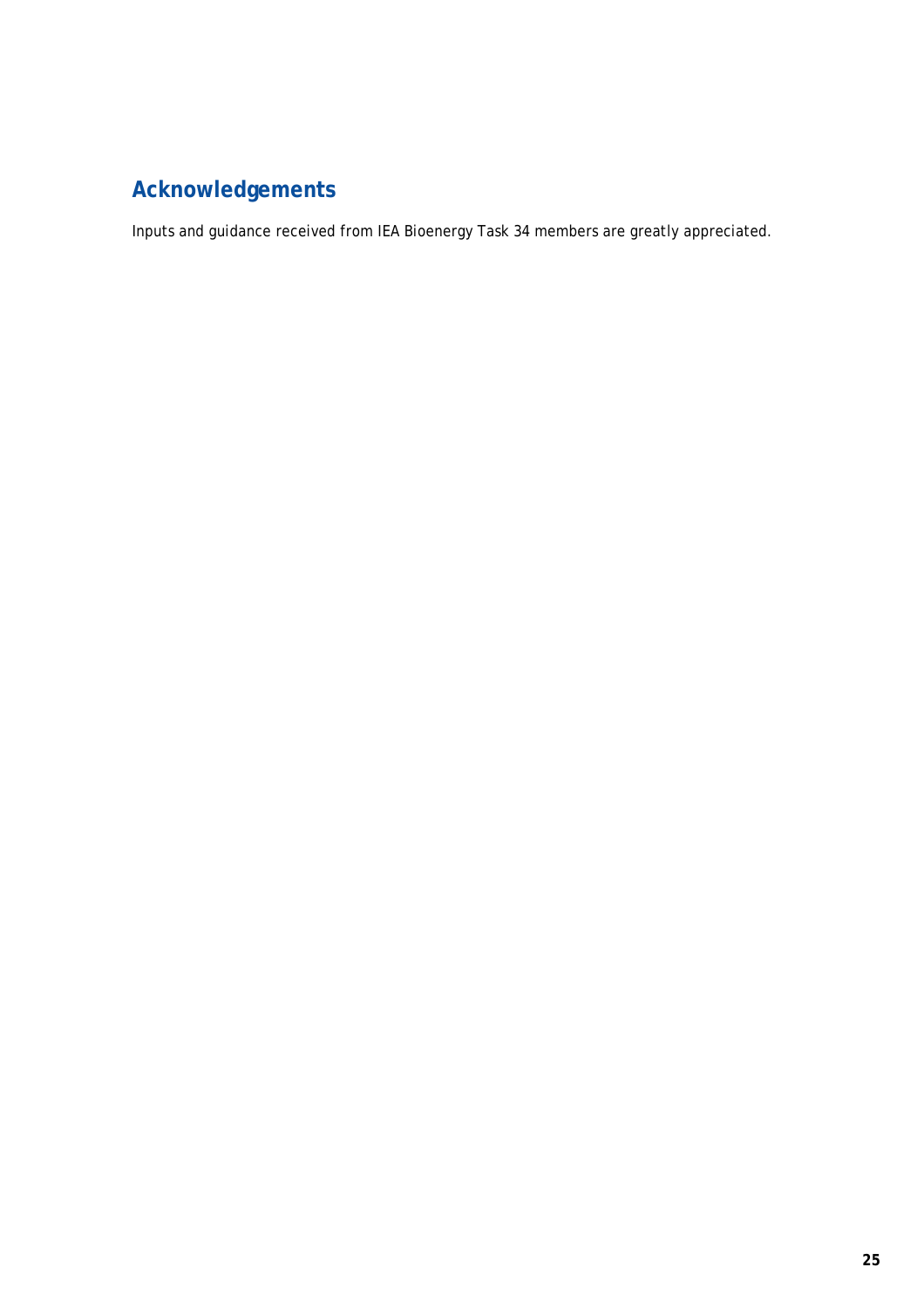## Acknowledgements

Inputs and guidance received from IEA Bioenergy Task 34 members are greatly appreciated.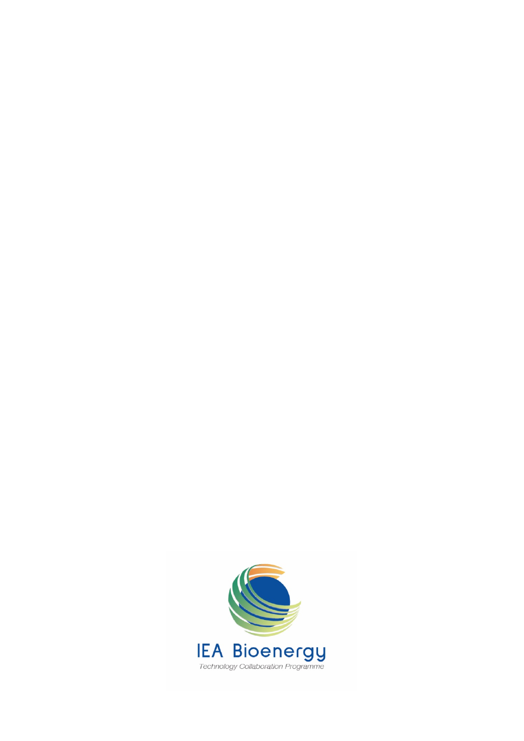IEA Bioenergy

Technology Collaboration Programme